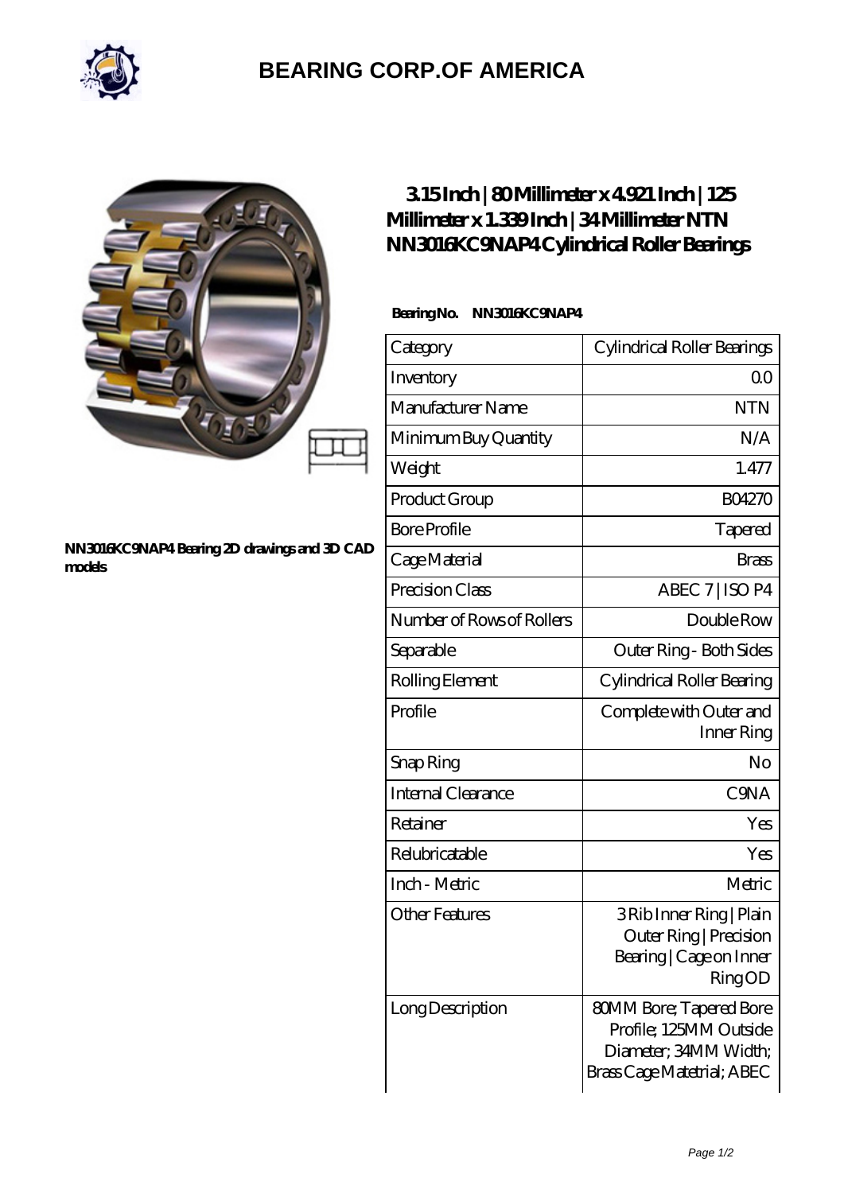# BEARING CORP.OF AMERICA

NN3016KC9NAP4 Bearing 2D drawings and 3D CAD models

## 3.15 Inch | 80 Millimeter x 4.921 Inch | 125 Millimeter x 1.339 Inch | 34 Millimeter NTN NN3016KC9NAP4 Cylindrical Roller Bearings

**Bearing No. NN3016KC9NAP4**

| | |
|---|---|
| Category | Cylindrical Roller Bearings |
| Inventory | 0.0 |
| Manufacturer Name | NTN |
| Minimum Buy Quantity | N/A |
| Weight | 1.477 |
| Product Group | B04270 |
| Bore Profile | Tapered |
| Cage Material | Brass |
| Precision Class | ABEC 7 \| ISO P4 |
| Number of Rows of Rollers | Double Row |
| Separable | Outer Ring - Both Sides |
| Rolling Element | Cylindrical Roller Bearing |
| Profile | Complete with Outer and Inner Ring |
| Snap Ring | No |
| Internal Clearance | C9NA |
| Retainer | Yes |
| Relubricatable | Yes |
| Inch - Metric | Metric |
| Other Features | 3 Rib Inner Ring \| Plain Outer Ring \| Precision Bearing \| Cage on Inner Ring OD |
| Long Description | 80MM Bore; Tapered Bore Profile; 125MM Outside Diameter; 34MM Width; Brass Cage Matetrial; ABEC |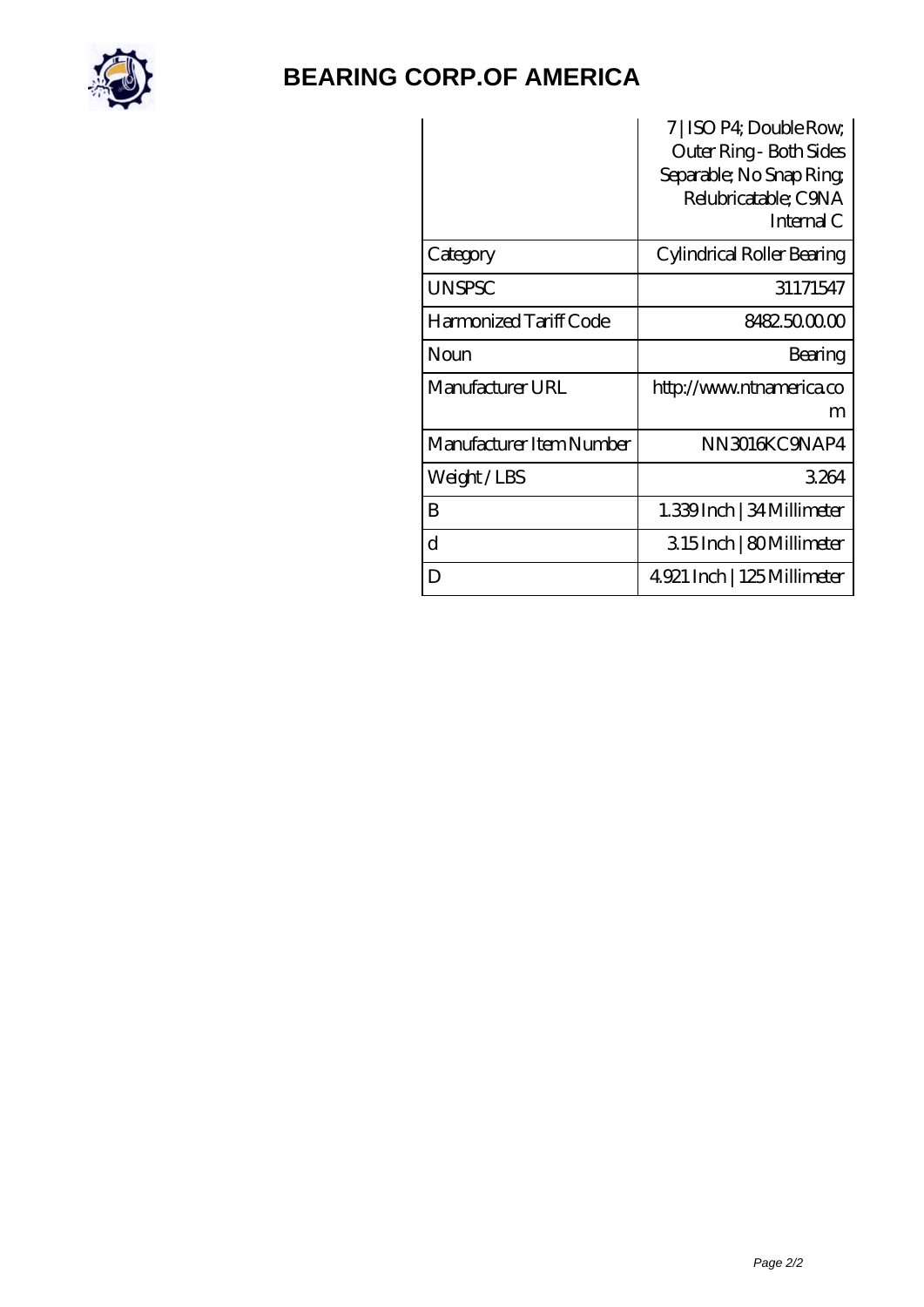# BEARING CORP.OF AMERICA

| | |
|---|---|
| | 7 \| ISO P4; Double Row; Outer Ring - Both Sides Separable; No Snap Ring; Relubricatable; C9NA Internal C |
| Category | Cylindrical Roller Bearing |
| UNSPSC | 31171547 |
| Harmonized Tariff Code | 8482.50.00.00 |
| Noun | Bearing |
| Manufacturer URL | http://www.ntnamerica.com |
| Manufacturer Item Number | NN3016KC9NAP4 |
| Weight / LBS | 3.264 |
| B | 1.339 Inch \| 34 Millimeter |
| d | 3.15 Inch \| 80 Millimeter |
| D | 4.921 Inch \| 125 Millimeter |